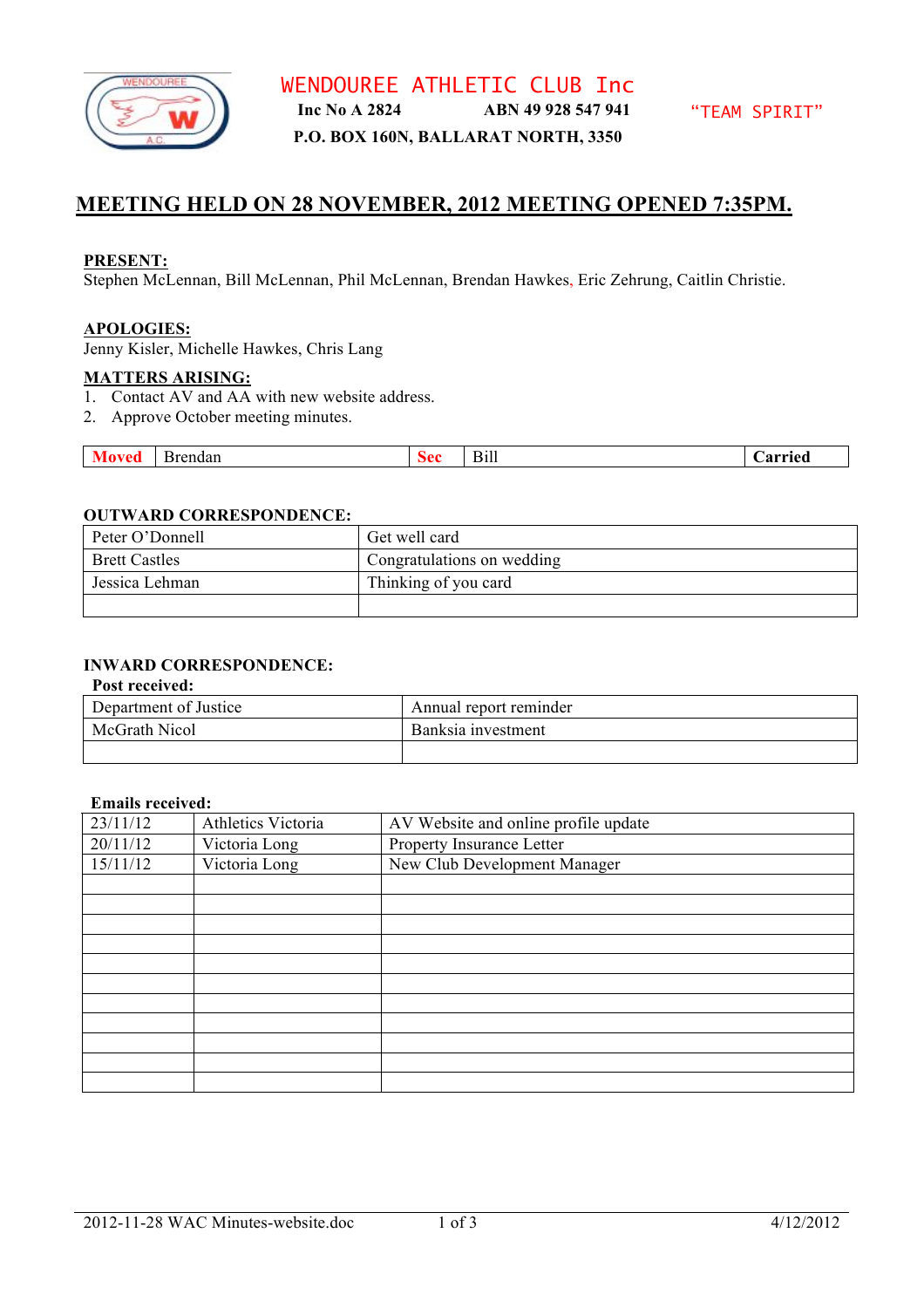# WENDOUREE ATHLETIC CLUB Inc

**Inc No A 2824** **ABN 49 928 547 941** "TEAM SPIRIT"

**P.O. BOX 160N, BALLARAT NORTH, 3350**

## MEETING HELD ON 28 NOVEMBER, 2012 MEETING OPENED 7:35PM.

**PRESENT:**
Stephen McLennan, Bill McLennan, Phil McLennan, Brendan Hawkes, Eric Zehrung, Caitlin Christie.

**APOLOGIES:**
Jenny Kisler, Michelle Hawkes, Chris Lang

**MATTERS ARISING:**
1. Contact AV and AA with new website address.
2. Approve October meeting minutes.

| | | | | |
|---|---|---|---|---|
| **Moved** | Brendan | **Sec** | Bill | **Carried** |

**OUTWARD CORRESPONDENCE:**

| | |
|---|---|
| Peter O'Donnell | Get well card |
| Brett Castles | Congratulations on wedding |
| Jessica Lehman | Thinking of you card |
| | |

**INWARD CORRESPONDENCE:**

**Post received:**

| | |
|---|---|
| Department of Justice | Annual report reminder |
| McGrath Nicol | Banksia investment |
| | |

**Emails received:**

| | | |
|---|---|---|
| 23/11/12 | Athletics Victoria | AV Website and online profile update |
| 20/11/12 | Victoria Long | Property Insurance Letter |
| 15/11/12 | Victoria Long | New Club Development Manager |
| | | |
| | | |
| | | |
| | | |
| | | |
| | | |
| | | |
| | | |
| | | |
| | | |
| | | |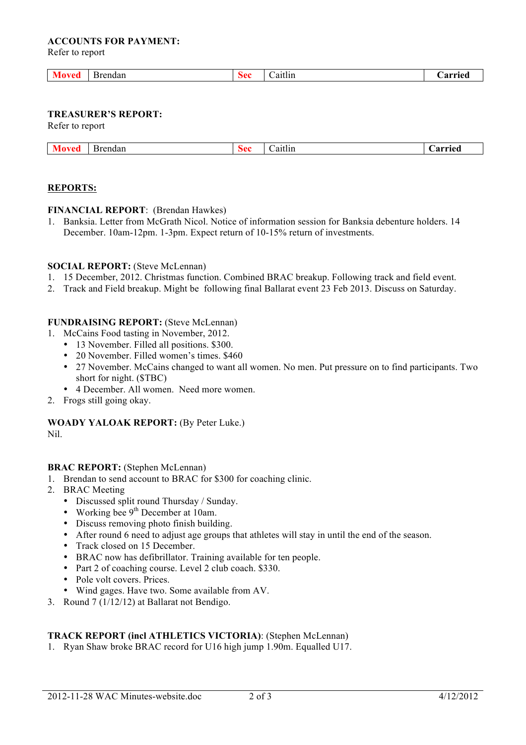**ACCOUNTS FOR PAYMENT:**
Refer to report

| | | | | |
|---|---|---|---|---|
| **Moved** | Brendan | **Sec** | Caitlin | **Carried** |

**TREASURER'S REPORT:**
Refer to report

| | | | | |
|---|---|---|---|---|
| **Moved** | Brendan | **Sec** | Caitlin | **Carried** |

**REPORTS:**

**FINANCIAL REPORT**: (Brendan Hawkes)

1. Banksia. Letter from McGrath Nicol. Notice of information session for Banksia debenture holders. 14 December. 10am-12pm. 1-3pm. Expect return of 10-15% return of investments.

**SOCIAL REPORT:** (Steve McLennan)

1. 15 December, 2012. Christmas function. Combined BRAC breakup. Following track and field event.
2. Track and Field breakup. Might be following final Ballarat event 23 Feb 2013. Discuss on Saturday.

**FUNDRAISING REPORT:** (Steve McLennan)

1. McCains Food tasting in November, 2012.
   - 13 November. Filled all positions. $300.
   - 20 November. Filled women's times. $460
   - 27 November. McCains changed to want all women. No men. Put pressure on to find participants. Two short for night. ($TBC)
   - 4 December. All women. Need more women.
2. Frogs still going okay.

**WOADY YALOAK REPORT:** (By Peter Luke.)
Nil.

**BRAC REPORT:** (Stephen McLennan)

1. Brendan to send account to BRAC for $300 for coaching clinic.
2. BRAC Meeting
   - Discussed split round Thursday / Sunday.
   - Working bee 9th December at 10am.
   - Discuss removing photo finish building.
   - After round 6 need to adjust age groups that athletes will stay in until the end of the season.
   - Track closed on 15 December.
   - BRAC now has defibrillator. Training available for ten people.
   - Part 2 of coaching course. Level 2 club coach. $330.
   - Pole volt covers. Prices.
   - Wind gages. Have two. Some available from AV.
3. Round 7 (1/12/12) at Ballarat not Bendigo.

**TRACK REPORT (incl ATHLETICS VICTORIA)**: (Stephen McLennan)

1. Ryan Shaw broke BRAC record for U16 high jump 1.90m. Equalled U17.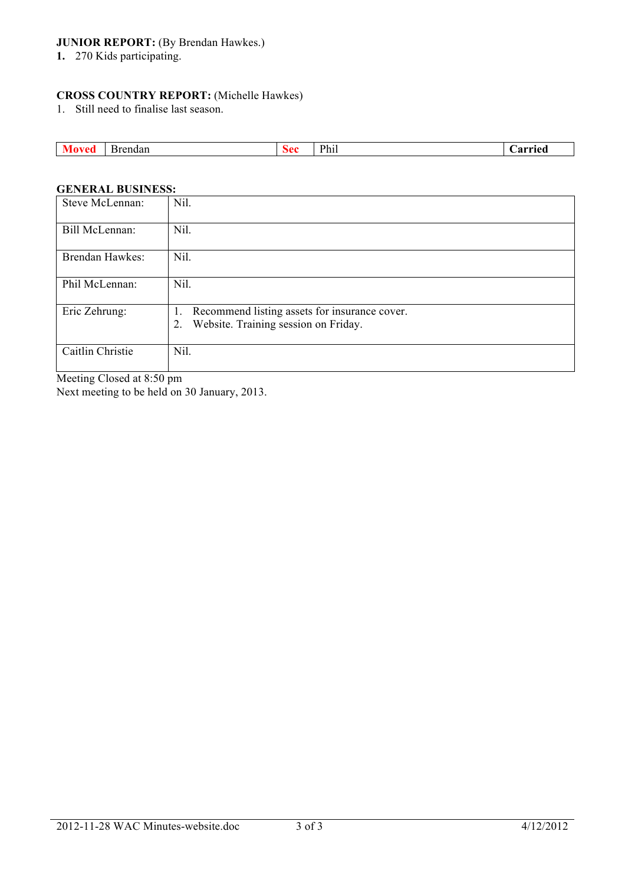**JUNIOR REPORT:** (By Brendan Hawkes.)

1. 270 Kids participating.

**CROSS COUNTRY REPORT:** (Michelle Hawkes)

1. Still need to finalise last season.

| | | | | |
|---|---|---|---|---|
| **Moved** | Brendan | **Sec** | Phil | **Carried** |

**GENERAL BUSINESS:**

| | |
|---|---|
| Steve McLennan: | Nil. |
| Bill McLennan: | Nil. |
| Brendan Hawkes: | Nil. |
| Phil McLennan: | Nil. |
| Eric Zehrung: | 1. Recommend listing assets for insurance cover.<br>2. Website. Training session on Friday. |
| Caitlin Christie | Nil. |

Meeting Closed at 8:50 pm

Next meeting to be held on 30 January, 2013.